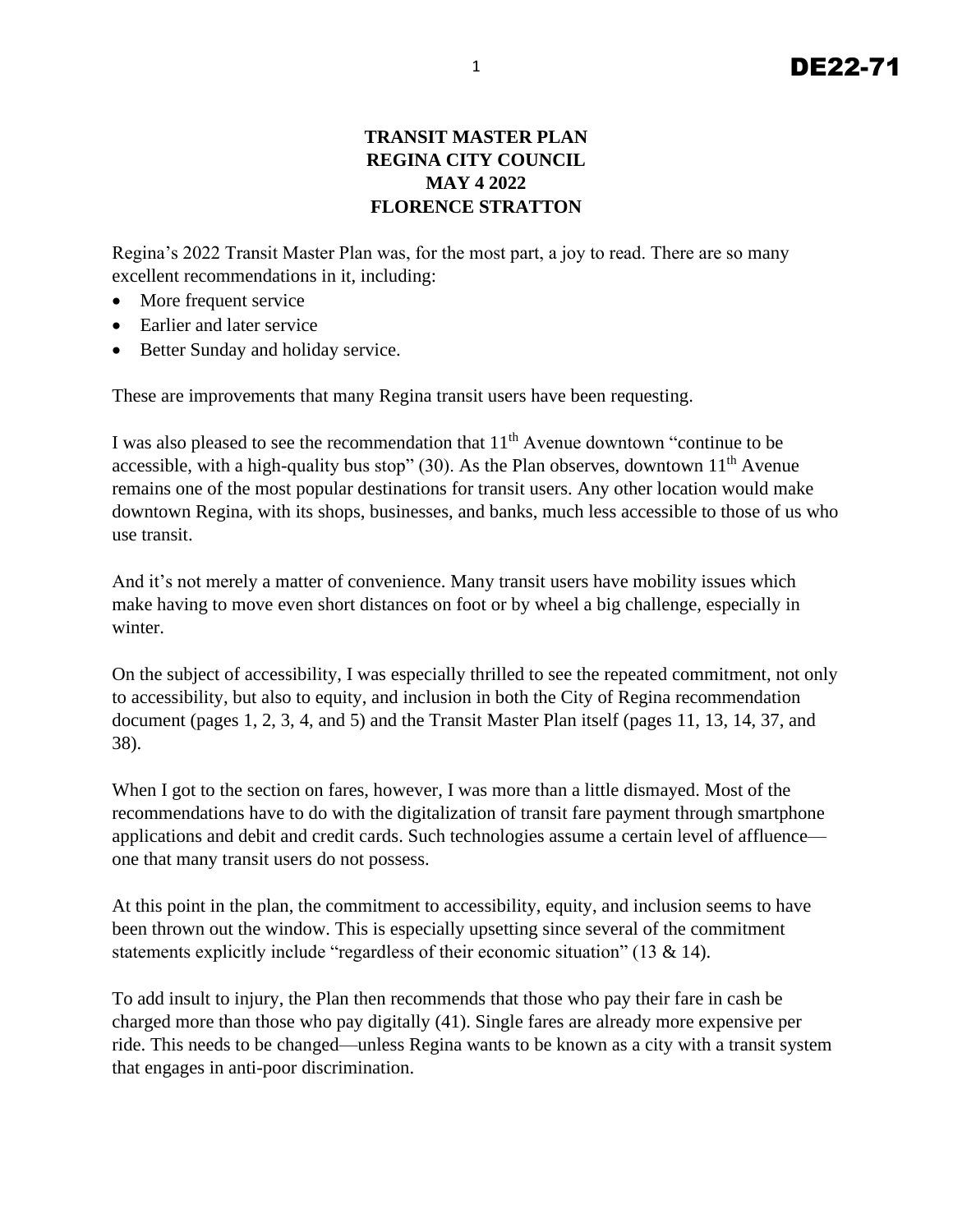**TRANSIT MASTER PLAN**
**REGINA CITY COUNCIL**
**MAY 4 2022**
**FLORENCE STRATTON**

Regina's 2022 Transit Master Plan was, for the most part, a joy to read. There are so many excellent recommendations in it, including:

- More frequent service
- Earlier and later service
- Better Sunday and holiday service.

These are improvements that many Regina transit users have been requesting.

I was also pleased to see the recommendation that 11th Avenue downtown "continue to be accessible, with a high-quality bus stop" (30). As the Plan observes, downtown 11th Avenue remains one of the most popular destinations for transit users. Any other location would make downtown Regina, with its shops, businesses, and banks, much less accessible to those of us who use transit.

And it's not merely a matter of convenience. Many transit users have mobility issues which make having to move even short distances on foot or by wheel a big challenge, especially in winter.

On the subject of accessibility, I was especially thrilled to see the repeated commitment, not only to accessibility, but also to equity, and inclusion in both the City of Regina recommendation document (pages 1, 2, 3, 4, and 5) and the Transit Master Plan itself (pages 11, 13, 14, 37, and 38).

When I got to the section on fares, however, I was more than a little dismayed. Most of the recommendations have to do with the digitalization of transit fare payment through smartphone applications and debit and credit cards. Such technologies assume a certain level of affluence—one that many transit users do not possess.

At this point in the plan, the commitment to accessibility, equity, and inclusion seems to have been thrown out the window. This is especially upsetting since several of the commitment statements explicitly include "regardless of their economic situation" (13 & 14).

To add insult to injury, the Plan then recommends that those who pay their fare in cash be charged more than those who pay digitally (41). Single fares are already more expensive per ride. This needs to be changed—unless Regina wants to be known as a city with a transit system that engages in anti-poor discrimination.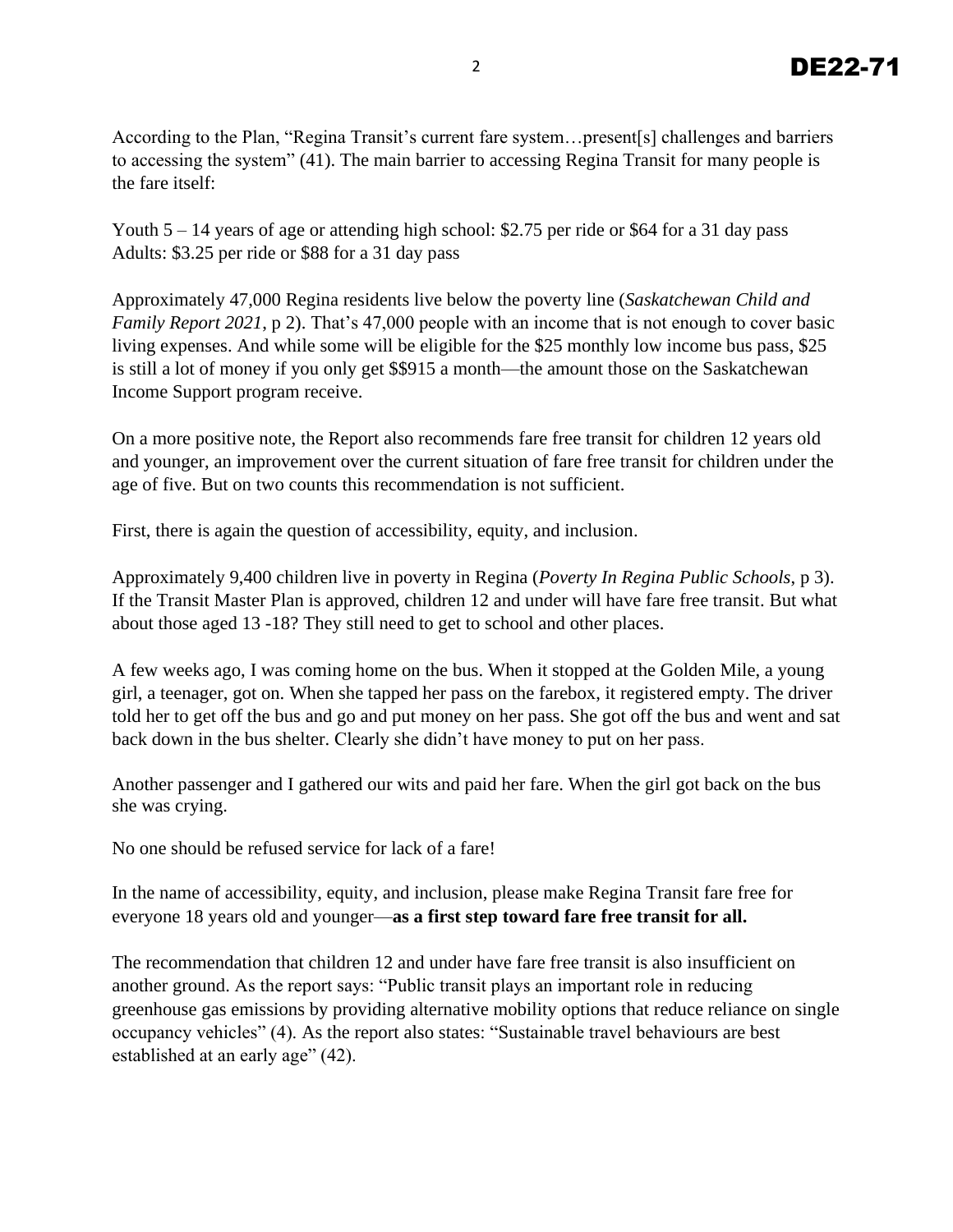According to the Plan, "Regina Transit's current fare system…present[s] challenges and barriers to accessing the system" (41). The main barrier to accessing Regina Transit for many people is the fare itself:

Youth 5 – 14 years of age or attending high school: $2.75 per ride or $64 for a 31 day pass
Adults: $3.25 per ride or $88 for a 31 day pass

Approximately 47,000 Regina residents live below the poverty line (*Saskatchewan Child and Family Report 2021*, p 2). That's 47,000 people with an income that is not enough to cover basic living expenses. And while some will be eligible for the $25 monthly low income bus pass, $25 is still a lot of money if you only get $$915 a month—the amount those on the Saskatchewan Income Support program receive.

On a more positive note, the Report also recommends fare free transit for children 12 years old and younger, an improvement over the current situation of fare free transit for children under the age of five. But on two counts this recommendation is not sufficient.

First, there is again the question of accessibility, equity, and inclusion.

Approximately 9,400 children live in poverty in Regina (*Poverty In Regina Public Schools*, p 3). If the Transit Master Plan is approved, children 12 and under will have fare free transit. But what about those aged 13 -18? They still need to get to school and other places.

A few weeks ago, I was coming home on the bus. When it stopped at the Golden Mile, a young girl, a teenager, got on. When she tapped her pass on the farebox, it registered empty. The driver told her to get off the bus and go and put money on her pass. She got off the bus and went and sat back down in the bus shelter. Clearly she didn't have money to put on her pass.

Another passenger and I gathered our wits and paid her fare. When the girl got back on the bus she was crying.

No one should be refused service for lack of a fare!

In the name of accessibility, equity, and inclusion, please make Regina Transit fare free for everyone 18 years old and younger—**as a first step toward fare free transit for all.**

The recommendation that children 12 and under have fare free transit is also insufficient on another ground. As the report says: "Public transit plays an important role in reducing greenhouse gas emissions by providing alternative mobility options that reduce reliance on single occupancy vehicles" (4). As the report also states: "Sustainable travel behaviours are best established at an early age" (42).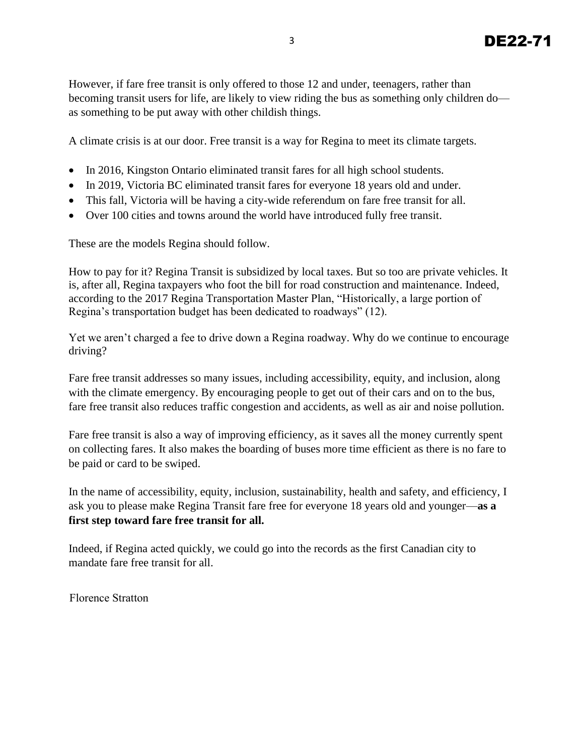However, if fare free transit is only offered to those 12 and under, teenagers, rather than becoming transit users for life, are likely to view riding the bus as something only children do—as something to be put away with other childish things.

A climate crisis is at our door. Free transit is a way for Regina to meet its climate targets.

- In 2016, Kingston Ontario eliminated transit fares for all high school students.
- In 2019, Victoria BC eliminated transit fares for everyone 18 years old and under.
- This fall, Victoria will be having a city-wide referendum on fare free transit for all.
- Over 100 cities and towns around the world have introduced fully free transit.

These are the models Regina should follow.

How to pay for it? Regina Transit is subsidized by local taxes. But so too are private vehicles. It is, after all, Regina taxpayers who foot the bill for road construction and maintenance. Indeed, according to the 2017 Regina Transportation Master Plan, "Historically, a large portion of Regina's transportation budget has been dedicated to roadways" (12).

Yet we aren't charged a fee to drive down a Regina roadway. Why do we continue to encourage driving?

Fare free transit addresses so many issues, including accessibility, equity, and inclusion, along with the climate emergency. By encouraging people to get out of their cars and on to the bus, fare free transit also reduces traffic congestion and accidents, as well as air and noise pollution.

Fare free transit is also a way of improving efficiency, as it saves all the money currently spent on collecting fares. It also makes the boarding of buses more time efficient as there is no fare to be paid or card to be swiped.

In the name of accessibility, equity, inclusion, sustainability, health and safety, and efficiency, I ask you to please make Regina Transit fare free for everyone 18 years old and younger—**as a first step toward fare free transit for all.**

Indeed, if Regina acted quickly, we could go into the records as the first Canadian city to mandate fare free transit for all.

Florence Stratton